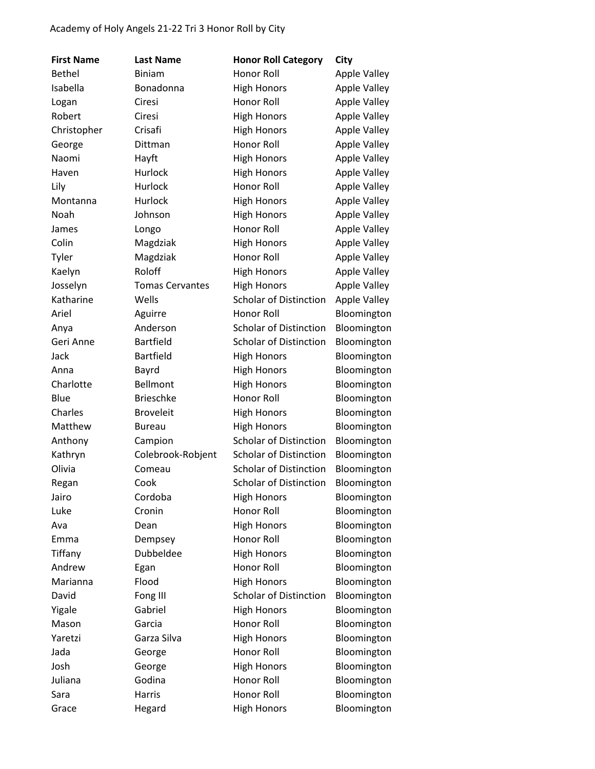Academy of Holy Angels 21-22 Tri 3 Honor Roll by City

| First Name | Last Name | Honor Roll Category | City |
| --- | --- | --- | --- |
| Bethel | Biniam | Honor Roll | Apple Valley |
| Isabella | Bonadonna | High Honors | Apple Valley |
| Logan | Ciresi | Honor Roll | Apple Valley |
| Robert | Ciresi | High Honors | Apple Valley |
| Christopher | Crisafi | High Honors | Apple Valley |
| George | Dittman | Honor Roll | Apple Valley |
| Naomi | Hayft | High Honors | Apple Valley |
| Haven | Hurlock | High Honors | Apple Valley |
| Lily | Hurlock | Honor Roll | Apple Valley |
| Montanna | Hurlock | High Honors | Apple Valley |
| Noah | Johnson | High Honors | Apple Valley |
| James | Longo | Honor Roll | Apple Valley |
| Colin | Magdziak | High Honors | Apple Valley |
| Tyler | Magdziak | Honor Roll | Apple Valley |
| Kaelyn | Roloff | High Honors | Apple Valley |
| Josselyn | Tomas Cervantes | High Honors | Apple Valley |
| Katharine | Wells | Scholar of Distinction | Apple Valley |
| Ariel | Aguirre | Honor Roll | Bloomington |
| Anya | Anderson | Scholar of Distinction | Bloomington |
| Geri Anne | Bartfield | Scholar of Distinction | Bloomington |
| Jack | Bartfield | High Honors | Bloomington |
| Anna | Bayrd | High Honors | Bloomington |
| Charlotte | Bellmont | High Honors | Bloomington |
| Blue | Brieschke | Honor Roll | Bloomington |
| Charles | Broveleit | High Honors | Bloomington |
| Matthew | Bureau | High Honors | Bloomington |
| Anthony | Campion | Scholar of Distinction | Bloomington |
| Kathryn | Colebrook-Robjent | Scholar of Distinction | Bloomington |
| Olivia | Comeau | Scholar of Distinction | Bloomington |
| Regan | Cook | Scholar of Distinction | Bloomington |
| Jairo | Cordoba | High Honors | Bloomington |
| Luke | Cronin | Honor Roll | Bloomington |
| Ava | Dean | High Honors | Bloomington |
| Emma | Dempsey | Honor Roll | Bloomington |
| Tiffany | Dubbeldee | High Honors | Bloomington |
| Andrew | Egan | Honor Roll | Bloomington |
| Marianna | Flood | High Honors | Bloomington |
| David | Fong III | Scholar of Distinction | Bloomington |
| Yigale | Gabriel | High Honors | Bloomington |
| Mason | Garcia | Honor Roll | Bloomington |
| Yaretzi | Garza Silva | High Honors | Bloomington |
| Jada | George | Honor Roll | Bloomington |
| Josh | George | High Honors | Bloomington |
| Juliana | Godina | Honor Roll | Bloomington |
| Sara | Harris | Honor Roll | Bloomington |
| Grace | Hegard | High Honors | Bloomington |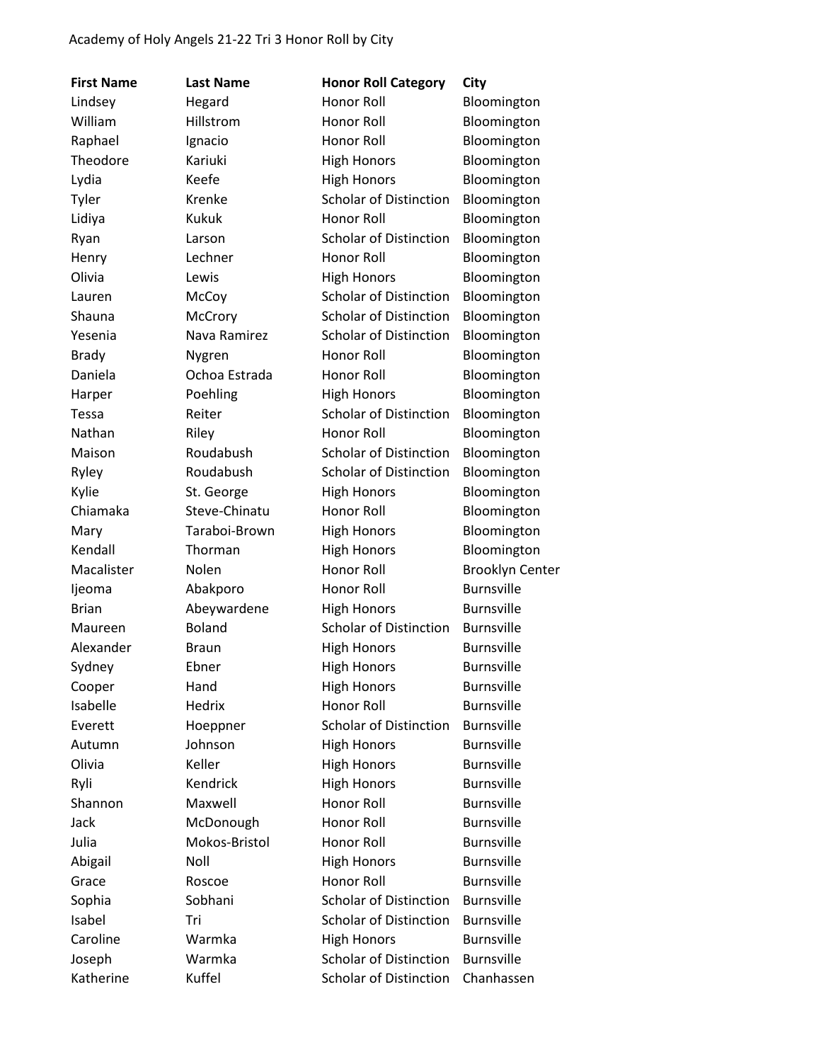Academy of Holy Angels 21-22 Tri 3 Honor Roll by City

| First Name | Last Name | Honor Roll Category | City |
| --- | --- | --- | --- |
| Lindsey | Hegard | Honor Roll | Bloomington |
| William | Hillstrom | Honor Roll | Bloomington |
| Raphael | Ignacio | Honor Roll | Bloomington |
| Theodore | Kariuki | High Honors | Bloomington |
| Lydia | Keefe | High Honors | Bloomington |
| Tyler | Krenke | Scholar of Distinction | Bloomington |
| Lidiya | Kukuk | Honor Roll | Bloomington |
| Ryan | Larson | Scholar of Distinction | Bloomington |
| Henry | Lechner | Honor Roll | Bloomington |
| Olivia | Lewis | High Honors | Bloomington |
| Lauren | McCoy | Scholar of Distinction | Bloomington |
| Shauna | McCrory | Scholar of Distinction | Bloomington |
| Yesenia | Nava Ramirez | Scholar of Distinction | Bloomington |
| Brady | Nygren | Honor Roll | Bloomington |
| Daniela | Ochoa Estrada | Honor Roll | Bloomington |
| Harper | Poehling | High Honors | Bloomington |
| Tessa | Reiter | Scholar of Distinction | Bloomington |
| Nathan | Riley | Honor Roll | Bloomington |
| Maison | Roudabush | Scholar of Distinction | Bloomington |
| Ryley | Roudabush | Scholar of Distinction | Bloomington |
| Kylie | St. George | High Honors | Bloomington |
| Chiamaka | Steve-Chinatu | Honor Roll | Bloomington |
| Mary | Taraboi-Brown | High Honors | Bloomington |
| Kendall | Thorman | High Honors | Bloomington |
| Macalister | Nolen | Honor Roll | Brooklyn Center |
| Ijeoma | Abakporo | Honor Roll | Burnsville |
| Brian | Abeywardene | High Honors | Burnsville |
| Maureen | Boland | Scholar of Distinction | Burnsville |
| Alexander | Braun | High Honors | Burnsville |
| Sydney | Ebner | High Honors | Burnsville |
| Cooper | Hand | High Honors | Burnsville |
| Isabelle | Hedrix | Honor Roll | Burnsville |
| Everett | Hoeppner | Scholar of Distinction | Burnsville |
| Autumn | Johnson | High Honors | Burnsville |
| Olivia | Keller | High Honors | Burnsville |
| Ryli | Kendrick | High Honors | Burnsville |
| Shannon | Maxwell | Honor Roll | Burnsville |
| Jack | McDonough | Honor Roll | Burnsville |
| Julia | Mokos-Bristol | Honor Roll | Burnsville |
| Abigail | Noll | High Honors | Burnsville |
| Grace | Roscoe | Honor Roll | Burnsville |
| Sophia | Sobhani | Scholar of Distinction | Burnsville |
| Isabel | Tri | Scholar of Distinction | Burnsville |
| Caroline | Warmka | High Honors | Burnsville |
| Joseph | Warmka | Scholar of Distinction | Burnsville |
| Katherine | Kuffel | Scholar of Distinction | Chanhassen |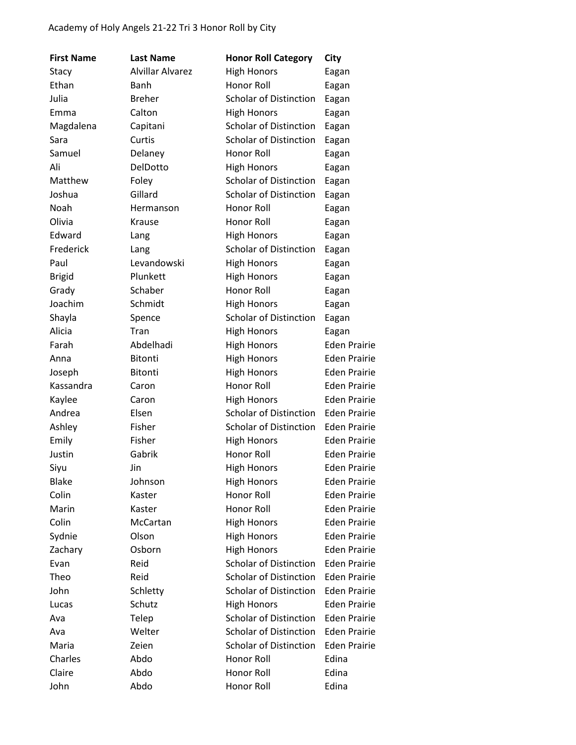Academy of Holy Angels 21-22 Tri 3 Honor Roll by City

| First Name | Last Name | Honor Roll Category | City |
|---|---|---|---|
| Stacy | Alvillar Alvarez | High Honors | Eagan |
| Ethan | Banh | Honor Roll | Eagan |
| Julia | Breher | Scholar of Distinction | Eagan |
| Emma | Calton | High Honors | Eagan |
| Magdalena | Capitani | Scholar of Distinction | Eagan |
| Sara | Curtis | Scholar of Distinction | Eagan |
| Samuel | Delaney | Honor Roll | Eagan |
| Ali | DelDotto | High Honors | Eagan |
| Matthew | Foley | Scholar of Distinction | Eagan |
| Joshua | Gillard | Scholar of Distinction | Eagan |
| Noah | Hermanson | Honor Roll | Eagan |
| Olivia | Krause | Honor Roll | Eagan |
| Edward | Lang | High Honors | Eagan |
| Frederick | Lang | Scholar of Distinction | Eagan |
| Paul | Levandowski | High Honors | Eagan |
| Brigid | Plunkett | High Honors | Eagan |
| Grady | Schaber | Honor Roll | Eagan |
| Joachim | Schmidt | High Honors | Eagan |
| Shayla | Spence | Scholar of Distinction | Eagan |
| Alicia | Tran | High Honors | Eagan |
| Farah | Abdelhadi | High Honors | Eden Prairie |
| Anna | Bitonti | High Honors | Eden Prairie |
| Joseph | Bitonti | High Honors | Eden Prairie |
| Kassandra | Caron | Honor Roll | Eden Prairie |
| Kaylee | Caron | High Honors | Eden Prairie |
| Andrea | Elsen | Scholar of Distinction | Eden Prairie |
| Ashley | Fisher | Scholar of Distinction | Eden Prairie |
| Emily | Fisher | High Honors | Eden Prairie |
| Justin | Gabrik | Honor Roll | Eden Prairie |
| Siyu | Jin | High Honors | Eden Prairie |
| Blake | Johnson | High Honors | Eden Prairie |
| Colin | Kaster | Honor Roll | Eden Prairie |
| Marin | Kaster | Honor Roll | Eden Prairie |
| Colin | McCartan | High Honors | Eden Prairie |
| Sydnie | Olson | High Honors | Eden Prairie |
| Zachary | Osborn | High Honors | Eden Prairie |
| Evan | Reid | Scholar of Distinction | Eden Prairie |
| Theo | Reid | Scholar of Distinction | Eden Prairie |
| John | Schletty | Scholar of Distinction | Eden Prairie |
| Lucas | Schutz | High Honors | Eden Prairie |
| Ava | Telep | Scholar of Distinction | Eden Prairie |
| Ava | Welter | Scholar of Distinction | Eden Prairie |
| Maria | Zeien | Scholar of Distinction | Eden Prairie |
| Charles | Abdo | Honor Roll | Edina |
| Claire | Abdo | Honor Roll | Edina |
| John | Abdo | Honor Roll | Edina |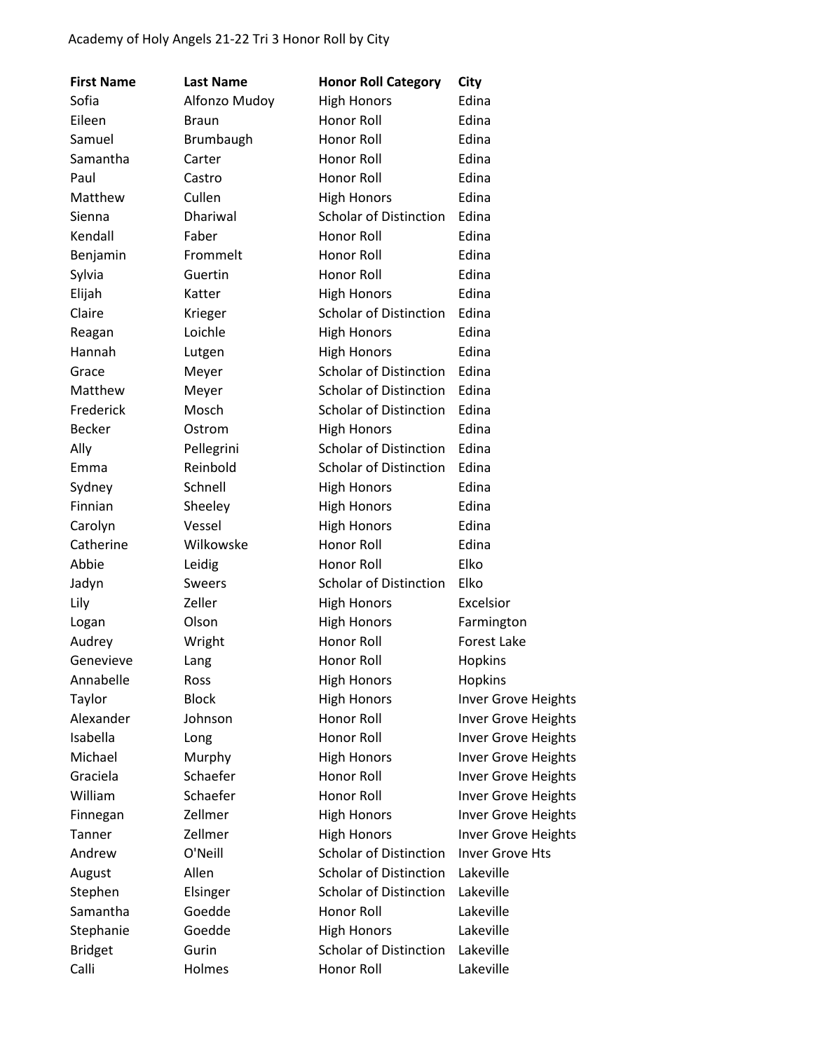Academy of Holy Angels 21-22 Tri 3 Honor Roll by City

| First Name | Last Name | Honor Roll Category | City |
| --- | --- | --- | --- |
| Sofia | Alfonzo Mudoy | High Honors | Edina |
| Eileen | Braun | Honor Roll | Edina |
| Samuel | Brumbaugh | Honor Roll | Edina |
| Samantha | Carter | Honor Roll | Edina |
| Paul | Castro | Honor Roll | Edina |
| Matthew | Cullen | High Honors | Edina |
| Sienna | Dhariwal | Scholar of Distinction | Edina |
| Kendall | Faber | Honor Roll | Edina |
| Benjamin | Frommelt | Honor Roll | Edina |
| Sylvia | Guertin | Honor Roll | Edina |
| Elijah | Katter | High Honors | Edina |
| Claire | Krieger | Scholar of Distinction | Edina |
| Reagan | Loichle | High Honors | Edina |
| Hannah | Lutgen | High Honors | Edina |
| Grace | Meyer | Scholar of Distinction | Edina |
| Matthew | Meyer | Scholar of Distinction | Edina |
| Frederick | Mosch | Scholar of Distinction | Edina |
| Becker | Ostrom | High Honors | Edina |
| Ally | Pellegrini | Scholar of Distinction | Edina |
| Emma | Reinbold | Scholar of Distinction | Edina |
| Sydney | Schnell | High Honors | Edina |
| Finnian | Sheeley | High Honors | Edina |
| Carolyn | Vessel | High Honors | Edina |
| Catherine | Wilkowske | Honor Roll | Edina |
| Abbie | Leidig | Honor Roll | Elko |
| Jadyn | Sweers | Scholar of Distinction | Elko |
| Lily | Zeller | High Honors | Excelsior |
| Logan | Olson | High Honors | Farmington |
| Audrey | Wright | Honor Roll | Forest Lake |
| Genevieve | Lang | Honor Roll | Hopkins |
| Annabelle | Ross | High Honors | Hopkins |
| Taylor | Block | High Honors | Inver Grove Heights |
| Alexander | Johnson | Honor Roll | Inver Grove Heights |
| Isabella | Long | Honor Roll | Inver Grove Heights |
| Michael | Murphy | High Honors | Inver Grove Heights |
| Graciela | Schaefer | Honor Roll | Inver Grove Heights |
| William | Schaefer | Honor Roll | Inver Grove Heights |
| Finnegan | Zellmer | High Honors | Inver Grove Heights |
| Tanner | Zellmer | High Honors | Inver Grove Heights |
| Andrew | O'Neill | Scholar of Distinction | Inver Grove Hts |
| August | Allen | Scholar of Distinction | Lakeville |
| Stephen | Elsinger | Scholar of Distinction | Lakeville |
| Samantha | Goedde | Honor Roll | Lakeville |
| Stephanie | Goedde | High Honors | Lakeville |
| Bridget | Gurin | Scholar of Distinction | Lakeville |
| Calli | Holmes | Honor Roll | Lakeville |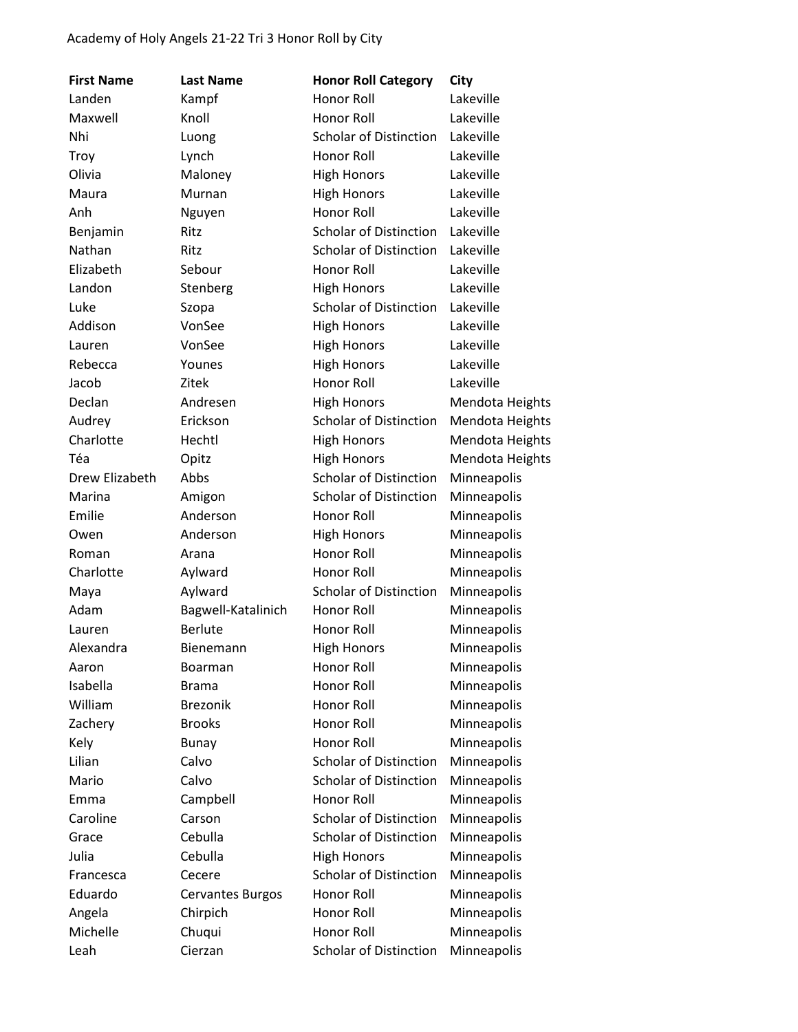Academy of Holy Angels 21-22 Tri 3 Honor Roll by City

| First Name | Last Name | Honor Roll Category | City |
|---|---|---|---|
| Landen | Kampf | Honor Roll | Lakeville |
| Maxwell | Knoll | Honor Roll | Lakeville |
| Nhi | Luong | Scholar of Distinction | Lakeville |
| Troy | Lynch | Honor Roll | Lakeville |
| Olivia | Maloney | High Honors | Lakeville |
| Maura | Murnan | High Honors | Lakeville |
| Anh | Nguyen | Honor Roll | Lakeville |
| Benjamin | Ritz | Scholar of Distinction | Lakeville |
| Nathan | Ritz | Scholar of Distinction | Lakeville |
| Elizabeth | Sebour | Honor Roll | Lakeville |
| Landon | Stenberg | High Honors | Lakeville |
| Luke | Szopa | Scholar of Distinction | Lakeville |
| Addison | VonSee | High Honors | Lakeville |
| Lauren | VonSee | High Honors | Lakeville |
| Rebecca | Younes | High Honors | Lakeville |
| Jacob | Zitek | Honor Roll | Lakeville |
| Declan | Andresen | High Honors | Mendota Heights |
| Audrey | Erickson | Scholar of Distinction | Mendota Heights |
| Charlotte | Hechtl | High Honors | Mendota Heights |
| Téa | Opitz | High Honors | Mendota Heights |
| Drew Elizabeth | Abbs | Scholar of Distinction | Minneapolis |
| Marina | Amigon | Scholar of Distinction | Minneapolis |
| Emilie | Anderson | Honor Roll | Minneapolis |
| Owen | Anderson | High Honors | Minneapolis |
| Roman | Arana | Honor Roll | Minneapolis |
| Charlotte | Aylward | Honor Roll | Minneapolis |
| Maya | Aylward | Scholar of Distinction | Minneapolis |
| Adam | Bagwell-Katalinich | Honor Roll | Minneapolis |
| Lauren | Berlute | Honor Roll | Minneapolis |
| Alexandra | Bienemann | High Honors | Minneapolis |
| Aaron | Boarman | Honor Roll | Minneapolis |
| Isabella | Brama | Honor Roll | Minneapolis |
| William | Brezonik | Honor Roll | Minneapolis |
| Zachery | Brooks | Honor Roll | Minneapolis |
| Kely | Bunay | Honor Roll | Minneapolis |
| Lilian | Calvo | Scholar of Distinction | Minneapolis |
| Mario | Calvo | Scholar of Distinction | Minneapolis |
| Emma | Campbell | Honor Roll | Minneapolis |
| Caroline | Carson | Scholar of Distinction | Minneapolis |
| Grace | Cebulla | Scholar of Distinction | Minneapolis |
| Julia | Cebulla | High Honors | Minneapolis |
| Francesca | Cecere | Scholar of Distinction | Minneapolis |
| Eduardo | Cervantes Burgos | Honor Roll | Minneapolis |
| Angela | Chirpich | Honor Roll | Minneapolis |
| Michelle | Chuqui | Honor Roll | Minneapolis |
| Leah | Cierzan | Scholar of Distinction | Minneapolis |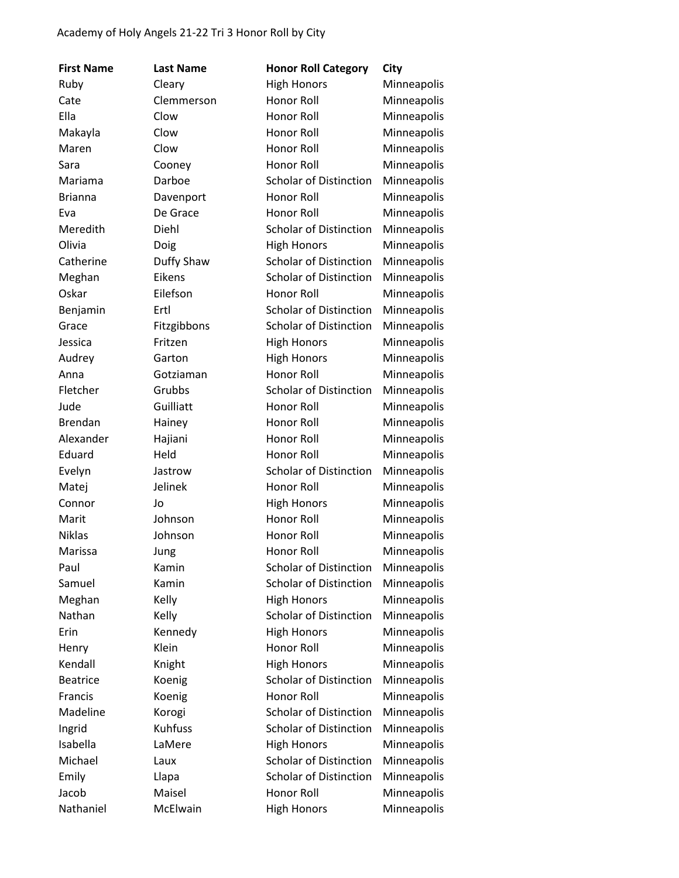Academy of Holy Angels 21-22 Tri 3 Honor Roll by City

| First Name | Last Name | Honor Roll Category | City |
|---|---|---|---|
| Ruby | Cleary | High Honors | Minneapolis |
| Cate | Clemmerson | Honor Roll | Minneapolis |
| Ella | Clow | Honor Roll | Minneapolis |
| Makayla | Clow | Honor Roll | Minneapolis |
| Maren | Clow | Honor Roll | Minneapolis |
| Sara | Cooney | Honor Roll | Minneapolis |
| Mariama | Darboe | Scholar of Distinction | Minneapolis |
| Brianna | Davenport | Honor Roll | Minneapolis |
| Eva | De Grace | Honor Roll | Minneapolis |
| Meredith | Diehl | Scholar of Distinction | Minneapolis |
| Olivia | Doig | High Honors | Minneapolis |
| Catherine | Duffy Shaw | Scholar of Distinction | Minneapolis |
| Meghan | Eikens | Scholar of Distinction | Minneapolis |
| Oskar | Eilefson | Honor Roll | Minneapolis |
| Benjamin | Ertl | Scholar of Distinction | Minneapolis |
| Grace | Fitzgibbons | Scholar of Distinction | Minneapolis |
| Jessica | Fritzen | High Honors | Minneapolis |
| Audrey | Garton | High Honors | Minneapolis |
| Anna | Gotziaman | Honor Roll | Minneapolis |
| Fletcher | Grubbs | Scholar of Distinction | Minneapolis |
| Jude | Guilliatt | Honor Roll | Minneapolis |
| Brendan | Hainey | Honor Roll | Minneapolis |
| Alexander | Hajiani | Honor Roll | Minneapolis |
| Eduard | Held | Honor Roll | Minneapolis |
| Evelyn | Jastrow | Scholar of Distinction | Minneapolis |
| Matej | Jelinek | Honor Roll | Minneapolis |
| Connor | Jo | High Honors | Minneapolis |
| Marit | Johnson | Honor Roll | Minneapolis |
| Niklas | Johnson | Honor Roll | Minneapolis |
| Marissa | Jung | Honor Roll | Minneapolis |
| Paul | Kamin | Scholar of Distinction | Minneapolis |
| Samuel | Kamin | Scholar of Distinction | Minneapolis |
| Meghan | Kelly | High Honors | Minneapolis |
| Nathan | Kelly | Scholar of Distinction | Minneapolis |
| Erin | Kennedy | High Honors | Minneapolis |
| Henry | Klein | Honor Roll | Minneapolis |
| Kendall | Knight | High Honors | Minneapolis |
| Beatrice | Koenig | Scholar of Distinction | Minneapolis |
| Francis | Koenig | Honor Roll | Minneapolis |
| Madeline | Korogi | Scholar of Distinction | Minneapolis |
| Ingrid | Kuhfuss | Scholar of Distinction | Minneapolis |
| Isabella | LaMere | High Honors | Minneapolis |
| Michael | Laux | Scholar of Distinction | Minneapolis |
| Emily | Llapa | Scholar of Distinction | Minneapolis |
| Jacob | Maisel | Honor Roll | Minneapolis |
| Nathaniel | McElwain | High Honors | Minneapolis |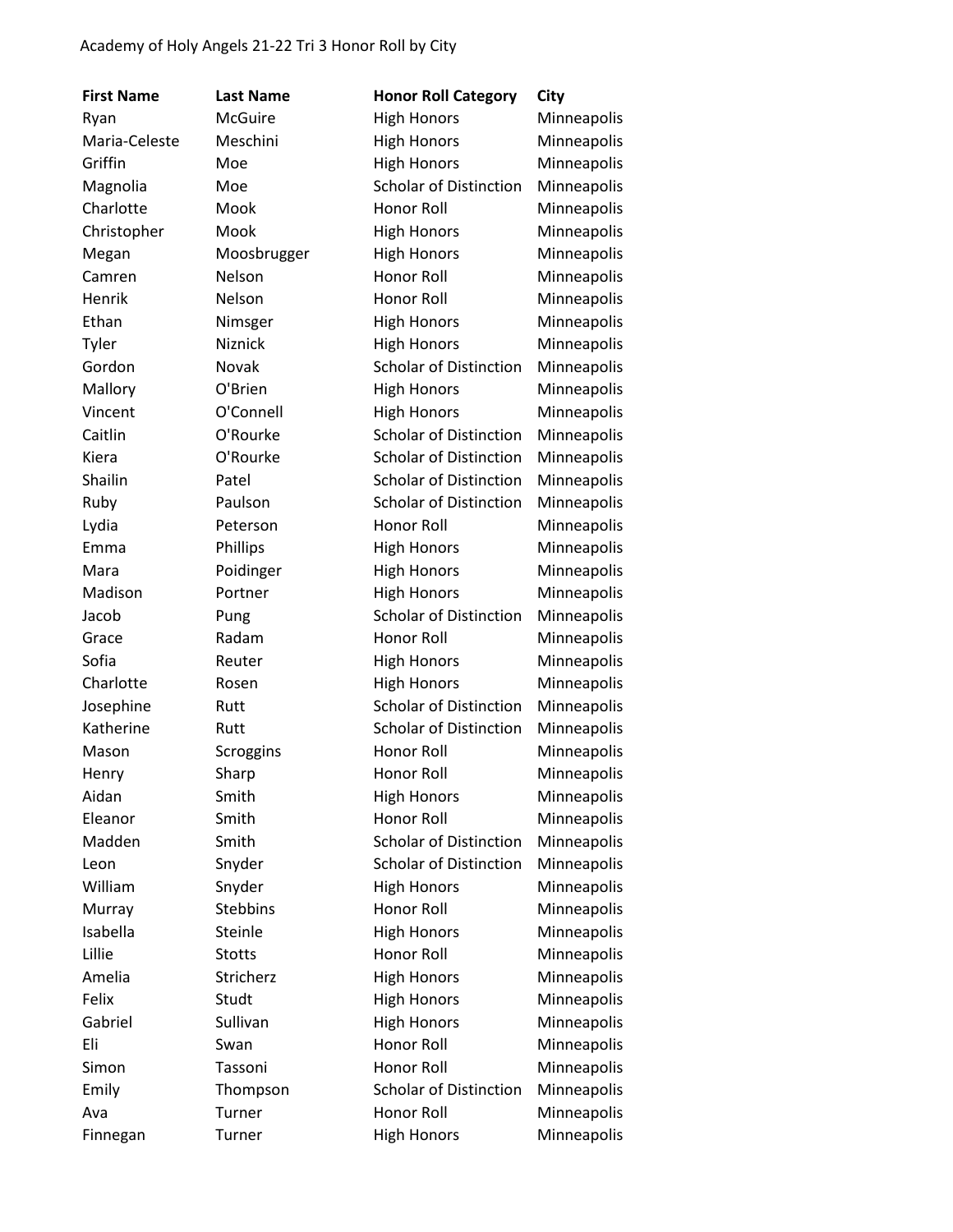Academy of Holy Angels 21-22 Tri 3 Honor Roll by City

| First Name | Last Name | Honor Roll Category | City |
|---|---|---|---|
| Ryan | McGuire | High Honors | Minneapolis |
| Maria-Celeste | Meschini | High Honors | Minneapolis |
| Griffin | Moe | High Honors | Minneapolis |
| Magnolia | Moe | Scholar of Distinction | Minneapolis |
| Charlotte | Mook | Honor Roll | Minneapolis |
| Christopher | Mook | High Honors | Minneapolis |
| Megan | Moosbrugger | High Honors | Minneapolis |
| Camren | Nelson | Honor Roll | Minneapolis |
| Henrik | Nelson | Honor Roll | Minneapolis |
| Ethan | Nimsger | High Honors | Minneapolis |
| Tyler | Niznick | High Honors | Minneapolis |
| Gordon | Novak | Scholar of Distinction | Minneapolis |
| Mallory | O'Brien | High Honors | Minneapolis |
| Vincent | O'Connell | High Honors | Minneapolis |
| Caitlin | O'Rourke | Scholar of Distinction | Minneapolis |
| Kiera | O'Rourke | Scholar of Distinction | Minneapolis |
| Shailin | Patel | Scholar of Distinction | Minneapolis |
| Ruby | Paulson | Scholar of Distinction | Minneapolis |
| Lydia | Peterson | Honor Roll | Minneapolis |
| Emma | Phillips | High Honors | Minneapolis |
| Mara | Poidinger | High Honors | Minneapolis |
| Madison | Portner | High Honors | Minneapolis |
| Jacob | Pung | Scholar of Distinction | Minneapolis |
| Grace | Radam | Honor Roll | Minneapolis |
| Sofia | Reuter | High Honors | Minneapolis |
| Charlotte | Rosen | High Honors | Minneapolis |
| Josephine | Rutt | Scholar of Distinction | Minneapolis |
| Katherine | Rutt | Scholar of Distinction | Minneapolis |
| Mason | Scroggins | Honor Roll | Minneapolis |
| Henry | Sharp | Honor Roll | Minneapolis |
| Aidan | Smith | High Honors | Minneapolis |
| Eleanor | Smith | Honor Roll | Minneapolis |
| Madden | Smith | Scholar of Distinction | Minneapolis |
| Leon | Snyder | Scholar of Distinction | Minneapolis |
| William | Snyder | High Honors | Minneapolis |
| Murray | Stebbins | Honor Roll | Minneapolis |
| Isabella | Steinle | High Honors | Minneapolis |
| Lillie | Stotts | Honor Roll | Minneapolis |
| Amelia | Stricherz | High Honors | Minneapolis |
| Felix | Studt | High Honors | Minneapolis |
| Gabriel | Sullivan | High Honors | Minneapolis |
| Eli | Swan | Honor Roll | Minneapolis |
| Simon | Tassoni | Honor Roll | Minneapolis |
| Emily | Thompson | Scholar of Distinction | Minneapolis |
| Ava | Turner | Honor Roll | Minneapolis |
| Finnegan | Turner | High Honors | Minneapolis |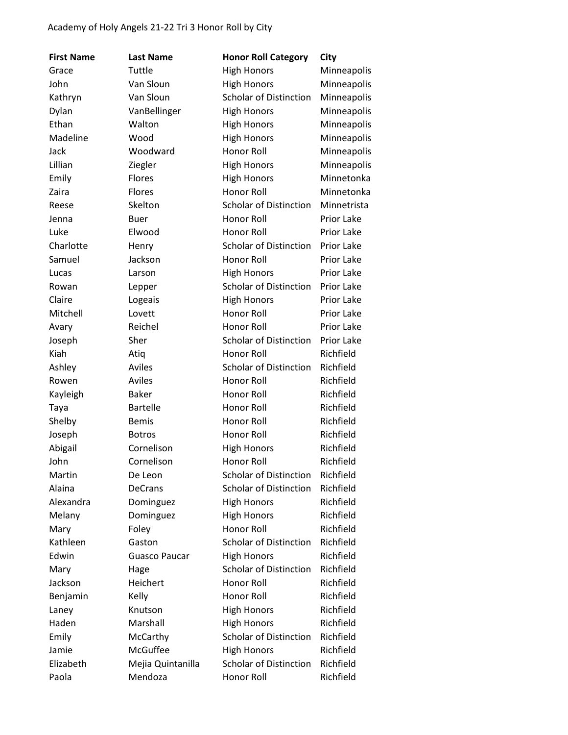Academy of Holy Angels 21-22 Tri 3 Honor Roll by City

| First Name | Last Name | Honor Roll Category | City |
|---|---|---|---|
| Grace | Tuttle | High Honors | Minneapolis |
| John | Van Sloun | High Honors | Minneapolis |
| Kathryn | Van Sloun | Scholar of Distinction | Minneapolis |
| Dylan | VanBellinger | High Honors | Minneapolis |
| Ethan | Walton | High Honors | Minneapolis |
| Madeline | Wood | High Honors | Minneapolis |
| Jack | Woodward | Honor Roll | Minneapolis |
| Lillian | Ziegler | High Honors | Minneapolis |
| Emily | Flores | High Honors | Minnetonka |
| Zaira | Flores | Honor Roll | Minnetonka |
| Reese | Skelton | Scholar of Distinction | Minnetrista |
| Jenna | Buer | Honor Roll | Prior Lake |
| Luke | Elwood | Honor Roll | Prior Lake |
| Charlotte | Henry | Scholar of Distinction | Prior Lake |
| Samuel | Jackson | Honor Roll | Prior Lake |
| Lucas | Larson | High Honors | Prior Lake |
| Rowan | Lepper | Scholar of Distinction | Prior Lake |
| Claire | Logeais | High Honors | Prior Lake |
| Mitchell | Lovett | Honor Roll | Prior Lake |
| Avary | Reichel | Honor Roll | Prior Lake |
| Joseph | Sher | Scholar of Distinction | Prior Lake |
| Kiah | Atiq | Honor Roll | Richfield |
| Ashley | Aviles | Scholar of Distinction | Richfield |
| Rowen | Aviles | Honor Roll | Richfield |
| Kayleigh | Baker | Honor Roll | Richfield |
| Taya | Bartelle | Honor Roll | Richfield |
| Shelby | Bemis | Honor Roll | Richfield |
| Joseph | Botros | Honor Roll | Richfield |
| Abigail | Cornelison | High Honors | Richfield |
| John | Cornelison | Honor Roll | Richfield |
| Martin | De Leon | Scholar of Distinction | Richfield |
| Alaina | DeCrans | Scholar of Distinction | Richfield |
| Alexandra | Dominguez | High Honors | Richfield |
| Melany | Dominguez | High Honors | Richfield |
| Mary | Foley | Honor Roll | Richfield |
| Kathleen | Gaston | Scholar of Distinction | Richfield |
| Edwin | Guasco Paucar | High Honors | Richfield |
| Mary | Hage | Scholar of Distinction | Richfield |
| Jackson | Heichert | Honor Roll | Richfield |
| Benjamin | Kelly | Honor Roll | Richfield |
| Laney | Knutson | High Honors | Richfield |
| Haden | Marshall | High Honors | Richfield |
| Emily | McCarthy | Scholar of Distinction | Richfield |
| Jamie | McGuffee | High Honors | Richfield |
| Elizabeth | Mejia Quintanilla | Scholar of Distinction | Richfield |
| Paola | Mendoza | Honor Roll | Richfield |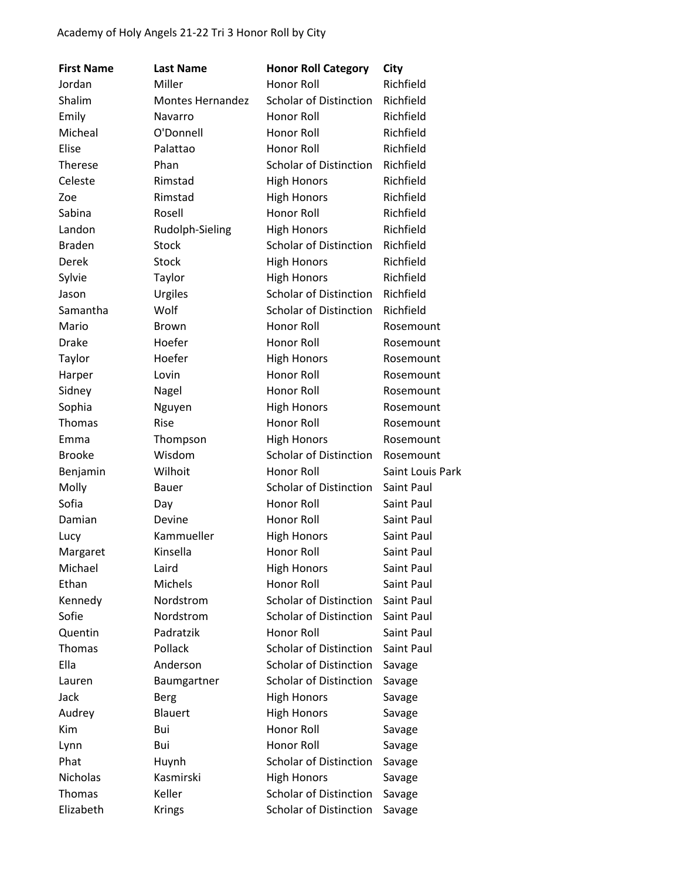Academy of Holy Angels 21-22 Tri 3 Honor Roll by City

| First Name | Last Name | Honor Roll Category | City |
| --- | --- | --- | --- |
| Jordan | Miller | Honor Roll | Richfield |
| Shalim | Montes Hernandez | Scholar of Distinction | Richfield |
| Emily | Navarro | Honor Roll | Richfield |
| Micheal | O'Donnell | Honor Roll | Richfield |
| Elise | Palattao | Honor Roll | Richfield |
| Therese | Phan | Scholar of Distinction | Richfield |
| Celeste | Rimstad | High Honors | Richfield |
| Zoe | Rimstad | High Honors | Richfield |
| Sabina | Rosell | Honor Roll | Richfield |
| Landon | Rudolph-Sieling | High Honors | Richfield |
| Braden | Stock | Scholar of Distinction | Richfield |
| Derek | Stock | High Honors | Richfield |
| Sylvie | Taylor | High Honors | Richfield |
| Jason | Urgiles | Scholar of Distinction | Richfield |
| Samantha | Wolf | Scholar of Distinction | Richfield |
| Mario | Brown | Honor Roll | Rosemount |
| Drake | Hoefer | Honor Roll | Rosemount |
| Taylor | Hoefer | High Honors | Rosemount |
| Harper | Lovin | Honor Roll | Rosemount |
| Sidney | Nagel | Honor Roll | Rosemount |
| Sophia | Nguyen | High Honors | Rosemount |
| Thomas | Rise | Honor Roll | Rosemount |
| Emma | Thompson | High Honors | Rosemount |
| Brooke | Wisdom | Scholar of Distinction | Rosemount |
| Benjamin | Wilhoit | Honor Roll | Saint Louis Park |
| Molly | Bauer | Scholar of Distinction | Saint Paul |
| Sofia | Day | Honor Roll | Saint Paul |
| Damian | Devine | Honor Roll | Saint Paul |
| Lucy | Kammueller | High Honors | Saint Paul |
| Margaret | Kinsella | Honor Roll | Saint Paul |
| Michael | Laird | High Honors | Saint Paul |
| Ethan | Michels | Honor Roll | Saint Paul |
| Kennedy | Nordstrom | Scholar of Distinction | Saint Paul |
| Sofie | Nordstrom | Scholar of Distinction | Saint Paul |
| Quentin | Padratzik | Honor Roll | Saint Paul |
| Thomas | Pollack | Scholar of Distinction | Saint Paul |
| Ella | Anderson | Scholar of Distinction | Savage |
| Lauren | Baumgartner | Scholar of Distinction | Savage |
| Jack | Berg | High Honors | Savage |
| Audrey | Blauert | High Honors | Savage |
| Kim | Bui | Honor Roll | Savage |
| Lynn | Bui | Honor Roll | Savage |
| Phat | Huynh | Scholar of Distinction | Savage |
| Nicholas | Kasmirski | High Honors | Savage |
| Thomas | Keller | Scholar of Distinction | Savage |
| Elizabeth | Krings | Scholar of Distinction | Savage |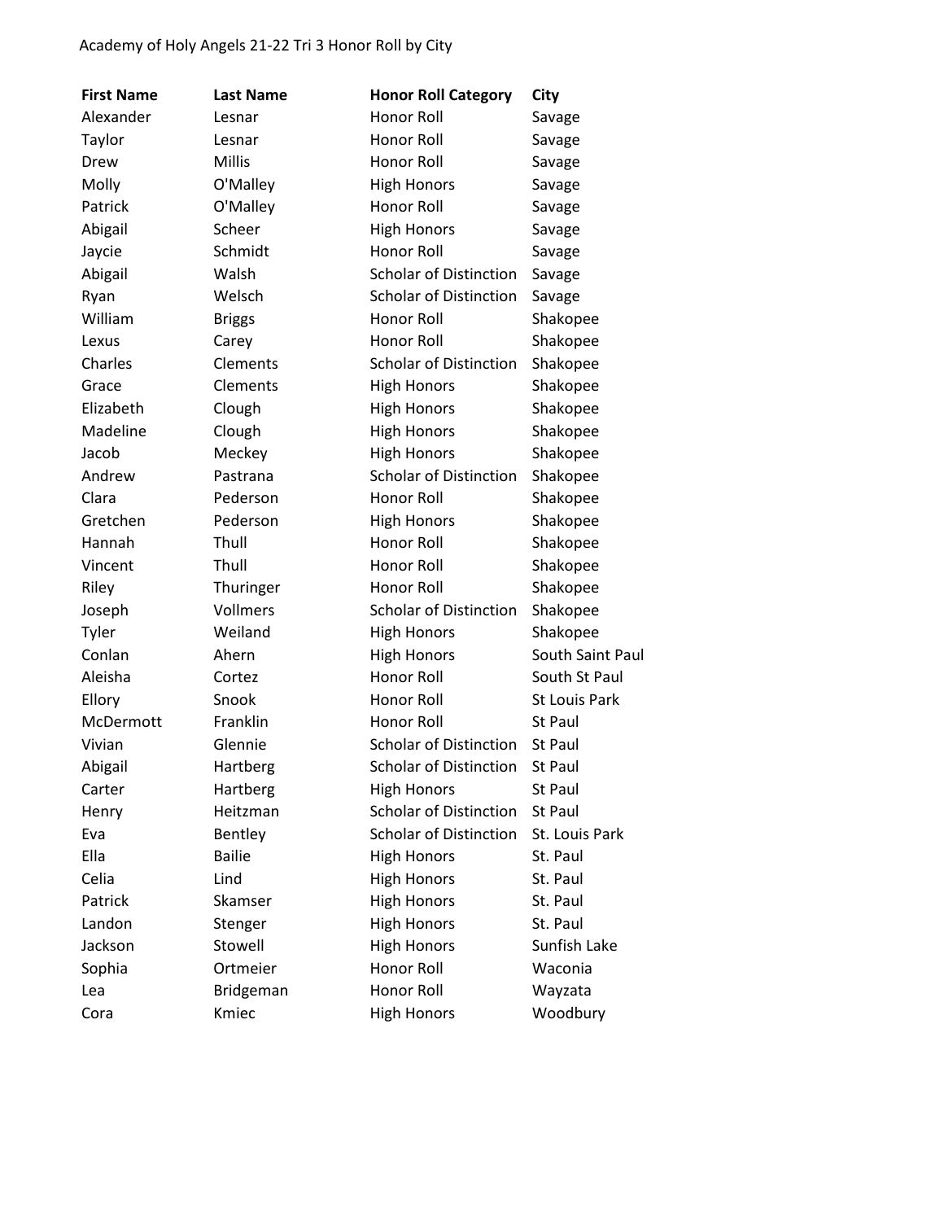Academy of Holy Angels 21-22 Tri 3 Honor Roll by City

| First Name | Last Name | Honor Roll Category | City |
|---|---|---|---|
| Alexander | Lesnar | Honor Roll | Savage |
| Taylor | Lesnar | Honor Roll | Savage |
| Drew | Millis | Honor Roll | Savage |
| Molly | O'Malley | High Honors | Savage |
| Patrick | O'Malley | Honor Roll | Savage |
| Abigail | Scheer | High Honors | Savage |
| Jaycie | Schmidt | Honor Roll | Savage |
| Abigail | Walsh | Scholar of Distinction | Savage |
| Ryan | Welsch | Scholar of Distinction | Savage |
| William | Briggs | Honor Roll | Shakopee |
| Lexus | Carey | Honor Roll | Shakopee |
| Charles | Clements | Scholar of Distinction | Shakopee |
| Grace | Clements | High Honors | Shakopee |
| Elizabeth | Clough | High Honors | Shakopee |
| Madeline | Clough | High Honors | Shakopee |
| Jacob | Meckey | High Honors | Shakopee |
| Andrew | Pastrana | Scholar of Distinction | Shakopee |
| Clara | Pederson | Honor Roll | Shakopee |
| Gretchen | Pederson | High Honors | Shakopee |
| Hannah | Thull | Honor Roll | Shakopee |
| Vincent | Thull | Honor Roll | Shakopee |
| Riley | Thuringer | Honor Roll | Shakopee |
| Joseph | Vollmers | Scholar of Distinction | Shakopee |
| Tyler | Weiland | High Honors | Shakopee |
| Conlan | Ahern | High Honors | South Saint Paul |
| Aleisha | Cortez | Honor Roll | South St Paul |
| Ellory | Snook | Honor Roll | St Louis Park |
| McDermott | Franklin | Honor Roll | St Paul |
| Vivian | Glennie | Scholar of Distinction | St Paul |
| Abigail | Hartberg | Scholar of Distinction | St Paul |
| Carter | Hartberg | High Honors | St Paul |
| Henry | Heitzman | Scholar of Distinction | St Paul |
| Eva | Bentley | Scholar of Distinction | St. Louis Park |
| Ella | Bailie | High Honors | St. Paul |
| Celia | Lind | High Honors | St. Paul |
| Patrick | Skamser | High Honors | St. Paul |
| Landon | Stenger | High Honors | St. Paul |
| Jackson | Stowell | High Honors | Sunfish Lake |
| Sophia | Ortmeier | Honor Roll | Waconia |
| Lea | Bridgeman | Honor Roll | Wayzata |
| Cora | Kmiec | High Honors | Woodbury |